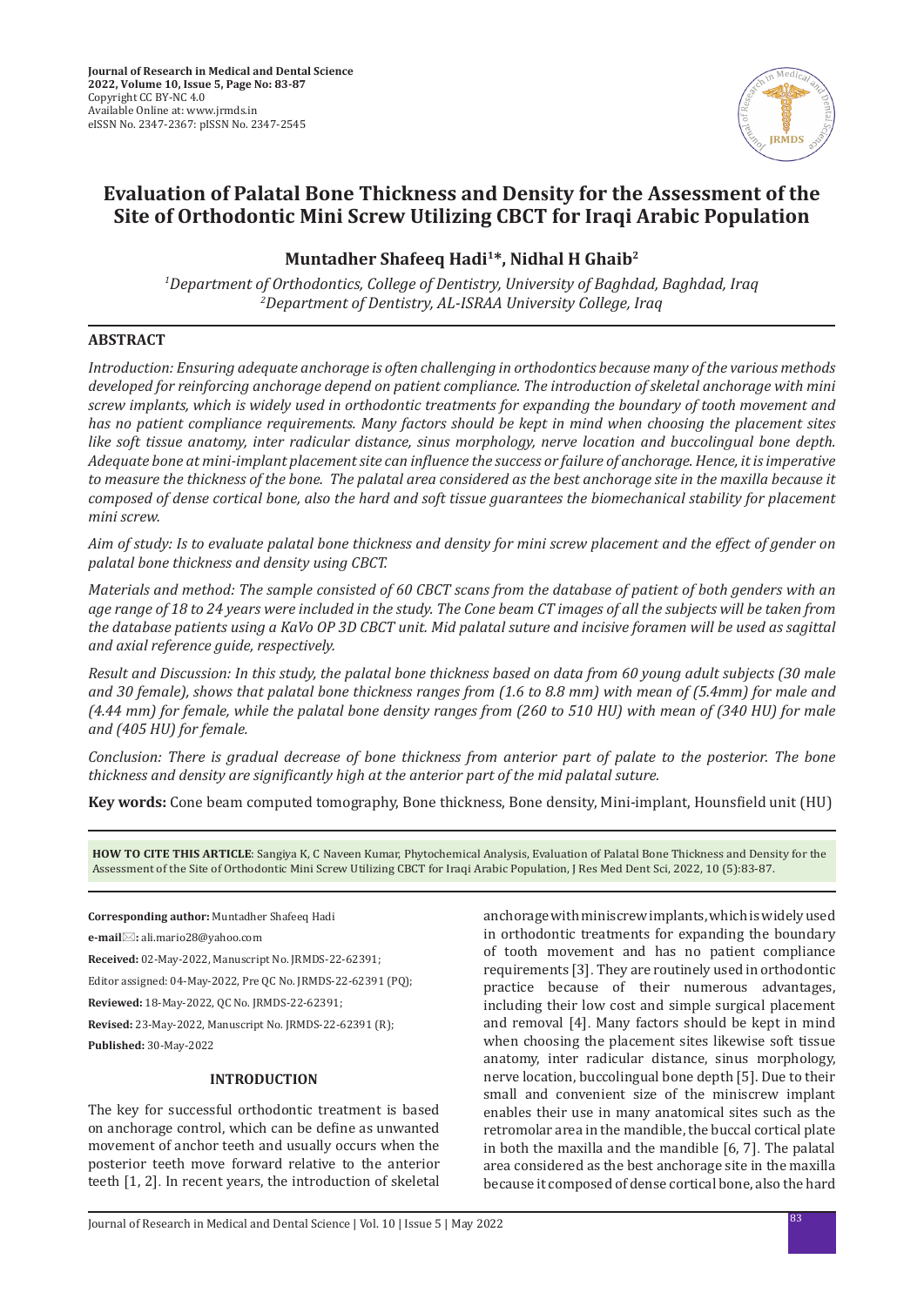# Evaluation of Palatal Bone Thickness and Density for the Assessment of the Site of Orthodontic Mini Screw Utilizing CBCT for Iraqi Arabic Population

**Muntadher Shafeeq Hadi[1]*, Nidhal H Ghaib[2]**

*[1]Department of Orthodontics, College of Dentistry, University of Baghdad, Baghdad, Iraq*
*[2]Department of Dentistry, AL-ISRAA University College, Iraq*

## ABSTRACT

*Introduction: Ensuring adequate anchorage is often challenging in orthodontics because many of the various methods developed for reinforcing anchorage depend on patient compliance. The introduction of skeletal anchorage with mini screw implants, which is widely used in orthodontic treatments for expanding the boundary of tooth movement and has no patient compliance requirements. Many factors should be kept in mind when choosing the placement sites like soft tissue anatomy, inter radicular distance, sinus morphology, nerve location and buccolingual bone depth. Adequate bone at mini-implant placement site can influence the success or failure of anchorage. Hence, it is imperative to measure the thickness of the bone. The palatal area considered as the best anchorage site in the maxilla because it composed of dense cortical bone, also the hard and soft tissue guarantees the biomechanical stability for placement mini screw.*

*Aim of study: Is to evaluate palatal bone thickness and density for mini screw placement and the effect of gender on palatal bone thickness and density using CBCT.*

*Materials and method: The sample consisted of 60 CBCT scans from the database of patient of both genders with an age range of 18 to 24 years were included in the study. The Cone beam CT images of all the subjects will be taken from the database patients using a KaVo OP 3D CBCT unit. Mid palatal suture and incisive foramen will be used as sagittal and axial reference guide, respectively.*

*Result and Discussion: In this study, the palatal bone thickness based on data from 60 young adult subjects (30 male and 30 female), shows that palatal bone thickness ranges from (1.6 to 8.8 mm) with mean of (5.4mm) for male and (4.44 mm) for female, while the palatal bone density ranges from (260 to 510 HU) with mean of (340 HU) for male and (405 HU) for female.*

*Conclusion: There is gradual decrease of bone thickness from anterior part of palate to the posterior. The bone thickness and density are significantly high at the anterior part of the mid palatal suture.*

**Key words:** Cone beam computed tomography, Bone thickness, Bone density, Mini-implant, Hounsfield unit (HU)

**HOW TO CITE THIS ARTICLE**: Sangiya K, C Naveen Kumar, Phytochemical Analysis, Evaluation of Palatal Bone Thickness and Density for the Assessment of the Site of Orthodontic Mini Screw Utilizing CBCT for Iraqi Arabic Population, J Res Med Dent Sci, 2022, 10 (5):83-87.

**Corresponding author:** Muntadher Shafeeq Hadi

**e-mail:** ali.mario28@yahoo.com

**Received:** 02-May-2022, Manuscript No. JRMDS-22-62391;

Editor assigned: 04-May-2022, Pre QC No. JRMDS-22-62391 (PQ);

**Reviewed:** 18-May-2022, QC No. JRMDS-22-62391;

**Revised:** 23-May-2022, Manuscript No. JRMDS-22-62391 (R);

**Published:** 30-May-2022

## INTRODUCTION

The key for successful orthodontic treatment is based on anchorage control, which can be define as unwanted movement of anchor teeth and usually occurs when the posterior teeth move forward relative to the anterior teeth [1, 2]. In recent years, the introduction of skeletal anchorage with miniscrew implants, which is widely used in orthodontic treatments for expanding the boundary of tooth movement and has no patient compliance requirements [3]. They are routinely used in orthodontic practice because of their numerous advantages, including their low cost and simple surgical placement and removal [4]. Many factors should be kept in mind when choosing the placement sites likewise soft tissue anatomy, inter radicular distance, sinus morphology, nerve location, buccolingual bone depth [5]. Due to their small and convenient size of the miniscrew implant enables their use in many anatomical sites such as the retromolar area in the mandible, the buccal cortical plate in both the maxilla and the mandible [6, 7]. The palatal area considered as the best anchorage site in the maxilla because it composed of dense cortical bone, also the hard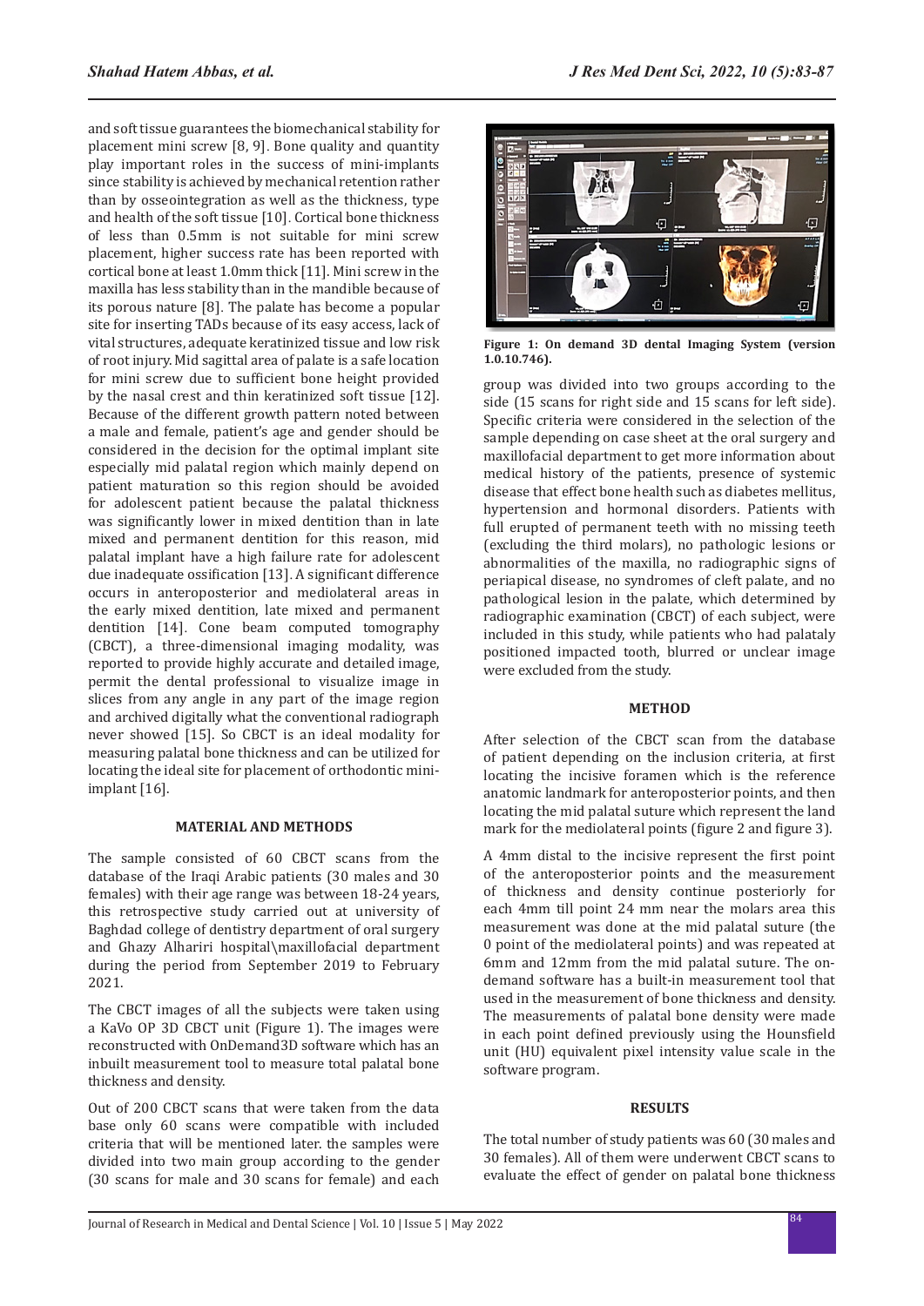and soft tissue guarantees the biomechanical stability for placement mini screw [8, 9]. Bone quality and quantity play important roles in the success of mini-implants since stability is achieved by mechanical retention rather than by osseointegration as well as the thickness, type and health of the soft tissue [10]. Cortical bone thickness of less than 0.5mm is not suitable for mini screw placement, higher success rate has been reported with cortical bone at least 1.0mm thick [11]. Mini screw in the maxilla has less stability than in the mandible because of its porous nature [8]. The palate has become a popular site for inserting TADs because of its easy access, lack of vital structures, adequate keratinized tissue and low risk of root injury. Mid sagittal area of palate is a safe location for mini screw due to sufficient bone height provided by the nasal crest and thin keratinized soft tissue [12]. Because of the different growth pattern noted between a male and female, patient's age and gender should be considered in the decision for the optimal implant site especially mid palatal region which mainly depend on patient maturation so this region should be avoided for adolescent patient because the palatal thickness was significantly lower in mixed dentition than in late mixed and permanent dentition for this reason, mid palatal implant have a high failure rate for adolescent due inadequate ossification [13]. A significant difference occurs in anteroposterior and mediolateral areas in the early mixed dentition, late mixed and permanent dentition [14]. Cone beam computed tomography (CBCT), a three-dimensional imaging modality, was reported to provide highly accurate and detailed image, permit the dental professional to visualize image in slices from any angle in any part of the image region and archived digitally what the conventional radiograph never showed [15]. So CBCT is an ideal modality for measuring palatal bone thickness and can be utilized for locating the ideal site for placement of orthodontic mini-implant [16].

## MATERIAL AND METHODS

The sample consisted of 60 CBCT scans from the database of the Iraqi Arabic patients (30 males and 30 females) with their age range was between 18-24 years, this retrospective study carried out at university of Baghdad college of dentistry department of oral surgery and Ghazy Alhariri hospital\maxillofacial department during the period from September 2019 to February 2021.

The CBCT images of all the subjects were taken using a KaVo OP 3D CBCT unit (Figure 1). The images were reconstructed with OnDemand3D software which has an inbuilt measurement tool to measure total palatal bone thickness and density.

Out of 200 CBCT scans that were taken from the data base only 60 scans were compatible with included criteria that will be mentioned later. the samples were divided into two main group according to the gender (30 scans for male and 30 scans for female) and each group was divided into two groups according to the side (15 scans for right side and 15 scans for left side). Specific criteria were considered in the selection of the sample depending on case sheet at the oral surgery and maxillofacial department to get more information about medical history of the patients, presence of systemic disease that effect bone health such as diabetes mellitus, hypertension and hormonal disorders. Patients with full erupted of permanent teeth with no missing teeth (excluding the third molars), no pathologic lesions or abnormalities of the maxilla, no radiographic signs of periapical disease, no syndromes of cleft palate, and no pathological lesion in the palate, which determined by radiographic examination (CBCT) of each subject, were included in this study, while patients who had palataly positioned impacted tooth, blurred or unclear image were excluded from the study.

**Figure 1: On demand 3D dental Imaging System (version 1.0.10.746).**

## METHOD

After selection of the CBCT scan from the database of patient depending on the inclusion criteria, at first locating the incisive foramen which is the reference anatomic landmark for anteroposterior points, and then locating the mid palatal suture which represent the land mark for the mediolateral points (figure 2 and figure 3).

A 4mm distal to the incisive represent the first point of the anteroposterior points and the measurement of thickness and density continue posteriorly for each 4mm till point 24 mm near the molars area this measurement was done at the mid palatal suture (the 0 point of the mediolateral points) and was repeated at 6mm and 12mm from the mid palatal suture. The on-demand software has a built-in measurement tool that used in the measurement of bone thickness and density. The measurements of palatal bone density were made in each point defined previously using the Hounsfield unit (HU) equivalent pixel intensity value scale in the software program.

## RESULTS

The total number of study patients was 60 (30 males and 30 females). All of them were underwent CBCT scans to evaluate the effect of gender on palatal bone thickness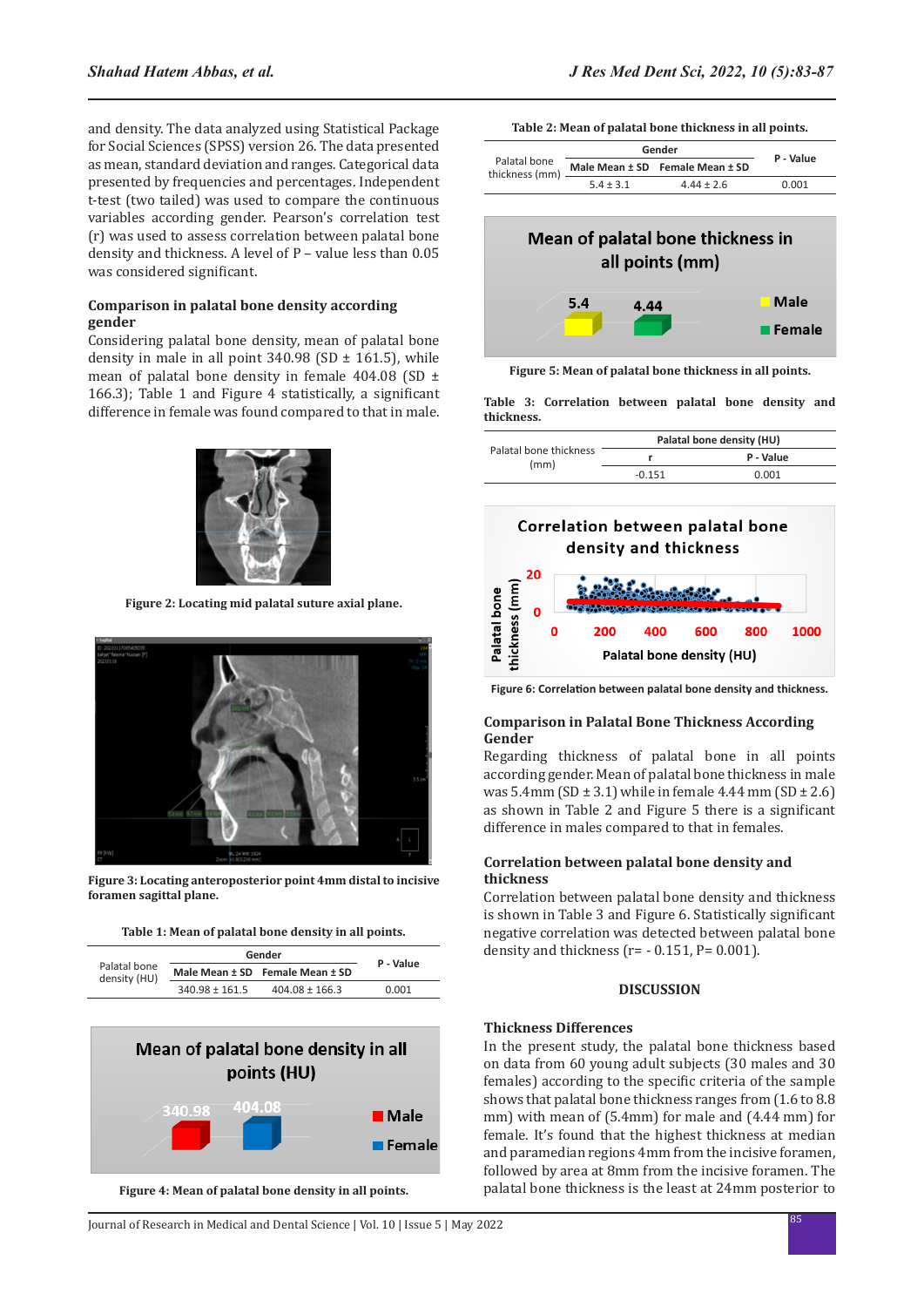and density. The data analyzed using Statistical Package for Social Sciences (SPSS) version 26. The data presented as mean, standard deviation and ranges. Categorical data presented by frequencies and percentages. Independent t-test (two tailed) was used to compare the continuous variables according gender. Pearson's correlation test (r) was used to assess correlation between palatal bone density and thickness. A level of P – value less than 0.05 was considered significant.

### Comparison in palatal bone density according gender

Considering palatal bone density, mean of palatal bone density in male in all point 340.98 (SD ± 161.5), while mean of palatal bone density in female 404.08 (SD ± 166.3); Table 1 and Figure 4 statistically, a significant difference in female was found compared to that in male.

Figure 2: Locating mid palatal suture axial plane.

Figure 3: Locating anteroposterior point 4mm distal to incisive foramen sagittal plane.

Table 1: Mean of palatal bone density in all points.

| | Gender | | P - Value |
|---|---|---|---|
| | Male Mean ± SD | Female Mean ± SD | |
| Palatal bone density (HU) | 340.98 ± 161.5 | 404.08 ± 166.3 | 0.001 |

Figure 4: Mean of palatal bone density in all points.

Table 2: Mean of palatal bone thickness in all points.

| | Gender | | P - Value |
|---|---|---|---|
| | Male Mean ± SD | Female Mean ± SD | |
| Palatal bone thickness (mm) | 5.4 ± 3.1 | 4.44 ± 2.6 | 0.001 |

Figure 5: Mean of palatal bone thickness in all points.

Table 3: Correlation between palatal bone density and thickness.

| | Palatal bone density (HU) | |
|---|---|---|
| | r | P - Value |
| Palatal bone thickness (mm) | -0.151 | 0.001 |

Figure 6: Correlation between palatal bone density and thickness.

### Comparison in Palatal Bone Thickness According Gender

Regarding thickness of palatal bone in all points according gender. Mean of palatal bone thickness in male was 5.4mm (SD ± 3.1) while in female 4.44 mm (SD ± 2.6) as shown in Table 2 and Figure 5 there is a significant difference in males compared to that in females.

### Correlation between palatal bone density and thickness

Correlation between palatal bone density and thickness is shown in Table 3 and Figure 6. Statistically significant negative correlation was detected between palatal bone density and thickness (r= - 0.151, P= 0.001).

## DISCUSSION

### Thickness Differences

In the present study, the palatal bone thickness based on data from 60 young adult subjects (30 males and 30 females) according to the specific criteria of the sample shows that palatal bone thickness ranges from (1.6 to 8.8 mm) with mean of (5.4mm) for male and (4.44 mm) for female. It's found that the highest thickness at median and paramedian regions 4mm from the incisive foramen, followed by area at 8mm from the incisive foramen. The palatal bone thickness is the least at 24mm posterior to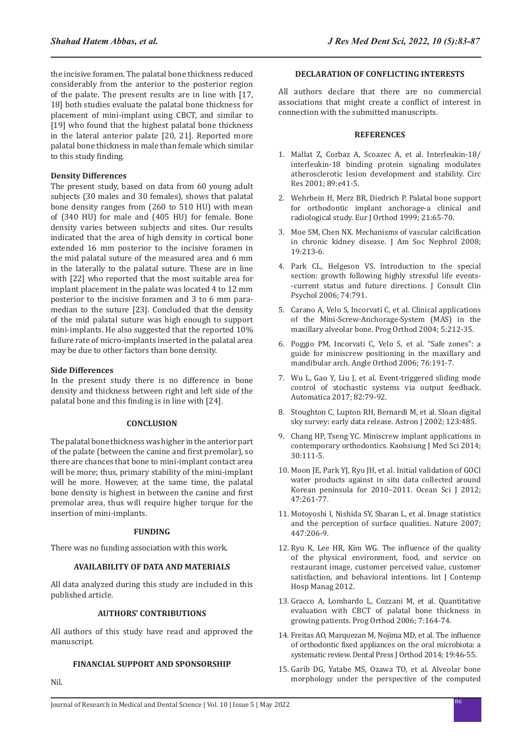the incisive foramen. The palatal bone thickness reduced considerably from the anterior to the posterior region of the palate. The present results are in line with [17, 18] both studies evaluate the palatal bone thickness for placement of mini-implant using CBCT, and similar to [19] who found that the highest palatal bone thickness in the lateral anterior palate [20, 21]. Reported more palatal bone thickness in male than female which similar to this study finding.

**Density Differences**

The present study, based on data from 60 young adult subjects (30 males and 30 females), shows that palatal bone density ranges from (260 to 510 HU) with mean of (340 HU) for male and (405 HU) for female. Bone density varies between subjects and sites. Our results indicated that the area of high density in cortical bone extended 16 mm posterior to the incisive foramen in the mid palatal suture of the measured area and 6 mm in the laterally to the palatal suture. These are in line with [22] who reported that the most suitable area for implant placement in the palate was located 4 to 12 mm posterior to the incisive foramen and 3 to 6 mm paramedian to the suture [23]. Concluded that the density of the mid palatal suture was high enough to support mini-implants. He also suggested that the reported 10% failure rate of micro-implants inserted in the palatal area may be due to other factors than bone density.

**Side Differences**

In the present study there is no difference in bone density and thickness between right and left side of the palatal bone and this finding is in line with [24].

## CONCLUSION

The palatal bone thickness was higher in the anterior part of the palate (between the canine and first premolar), so there are chances that bone to mini-implant contact area will be more; thus, primary stability of the mini-implant will be more. However, at the same time, the palatal bone density is highest in between the canine and first premolar area, thus will require higher torque for the insertion of mini-implants.

## FUNDING

There was no funding association with this work.

## AVAILABILITY OF DATA AND MATERIALS

All data analyzed during this study are included in this published article.

## AUTHORS' CONTRIBUTIONS

All authors of this study have read and approved the manuscript.

## FINANCIAL SUPPORT AND SPONSORSHIP

Nil.

## DECLARATION OF CONFLICTING INTERESTS

All authors declare that there are no commercial associations that might create a conflict of interest in connection with the submitted manuscripts.

## REFERENCES

1. Mallat Z, Corbaz A, Scoazec A, et al. Interleukin-18/interleukin-18 binding protein signaling modulates atherosclerotic lesion development and stability. Circ Res 2001; 89:e41-5.
2. Wehrbein H, Merz BR, Diedrich P. Palatal bone support for orthodontic implant anchorage-a clinical and radiological study. Eur J Orthod 1999; 21:65-70.
3. Moe SM, Chen NX. Mechanisms of vascular calcification in chronic kidney disease. J Am Soc Nephrol 2008; 19:213-6.
4. Park CL, Helgeson VS. Introduction to the special section: growth following highly stressful life events--current status and future directions. J Consult Clin Psychol 2006; 74:791.
5. Carano A, Velo S, Incorvati C, et al. Clinical applications of the Mini-Screw-Anchorage-System (MAS) in the maxillary alveolar bone. Prog Orthod 2004; 5:212-35.
6. Poggio PM, Incorvati C, Velo S, et al. "Safe zones": a guide for miniscrew positioning in the maxillary and mandibular arch. Angle Orthod 2006; 76:191-7.
7. Wu L, Gao Y, Liu J, et al. Event-triggered sliding mode control of stochastic systems via output feedback. Automatica 2017; 82:79-92.
8. Stoughton C, Lupton RH, Bernardi M, et al. Sloan digital sky survey: early data release. Astron J 2002; 123:485.
9. Chang HP, Tseng YC. Miniscrew implant applications in contemporary orthodontics. Kaohsiung J Med Sci 2014; 30:111-5.
10. Moon JE, Park YJ, Ryu JH, et al. Initial validation of GOCI water products against in situ data collected around Korean peninsula for 2010–2011. Ocean Sci J 2012; 47:261-77.
11. Motoyoshi I, Nishida SY, Sharan L, et al. Image statistics and the perception of surface qualities. Nature 2007; 447:206-9.
12. Ryu K, Lee HR, Kim WG. The influence of the quality of the physical environment, food, and service on restaurant image, customer perceived value, customer satisfaction, and behavioral intentions. Int J Contemp Hosp Manag 2012.
13. Gracco A, Lombardo L, Cozzani M, et al. Quantitative evaluation with CBCT of palatal bone thickness in growing patients. Prog Orthod 2006; 7:164-74.
14. Freitas AO, Marquezan M, Nojima MD, et al. The influence of orthodontic fixed appliances on the oral microbiota: a systematic review. Dental Press J Orthod 2014; 19:46-55.
15. Garib DG, Yatabe MS, Ozawa TO, et al. Alveolar bone morphology under the perspective of the computed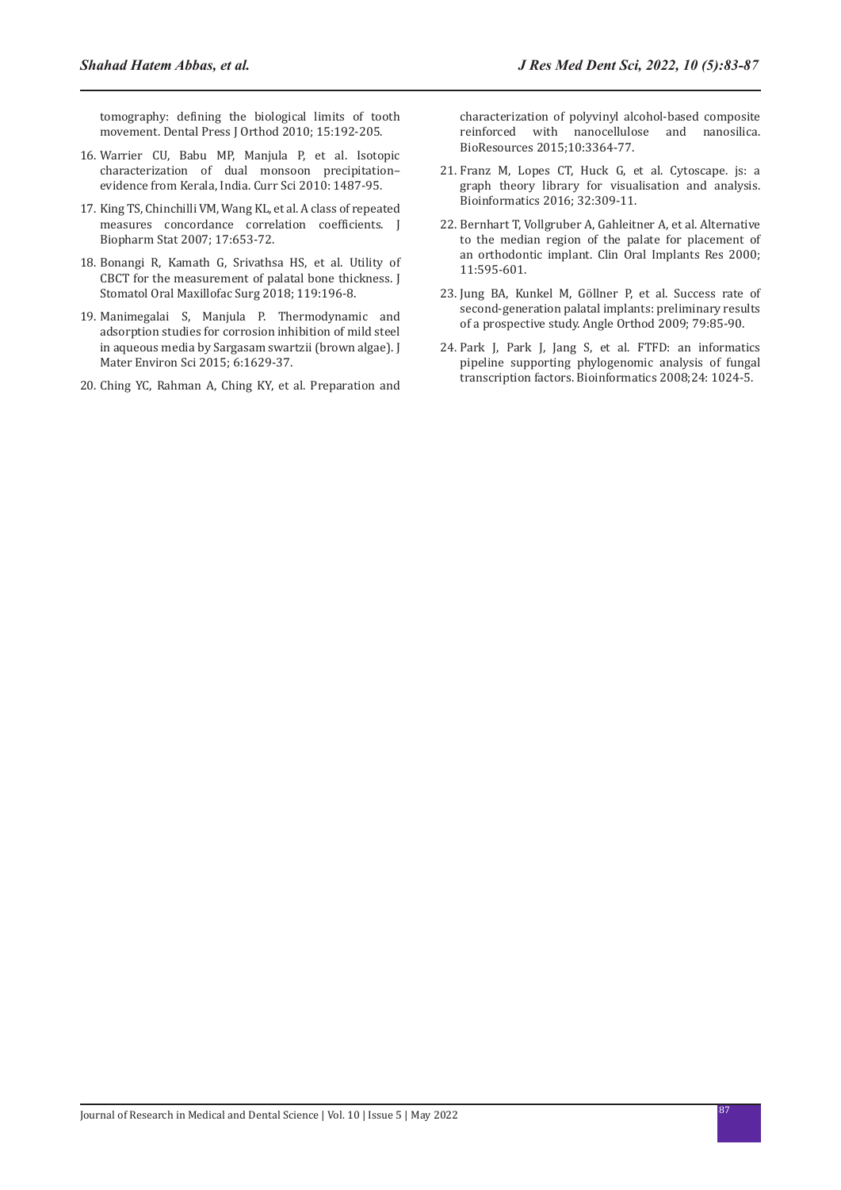tomography: defining the biological limits of tooth movement. Dental Press J Orthod 2010; 15:192-205.

16. Warrier CU, Babu MP, Manjula P, et al. Isotopic characterization of dual monsoon precipitation–evidence from Kerala, India. Curr Sci 2010: 1487-95.

17. King TS, Chinchilli VM, Wang KL, et al. A class of repeated measures concordance correlation coefficients. J Biopharm Stat 2007; 17:653-72.

18. Bonangi R, Kamath G, Srivathsa HS, et al. Utility of CBCT for the measurement of palatal bone thickness. J Stomatol Oral Maxillofac Surg 2018; 119:196-8.

19. Manimegalai S, Manjula P. Thermodynamic and adsorption studies for corrosion inhibition of mild steel in aqueous media by Sargasam swartzii (brown algae). J Mater Environ Sci 2015; 6:1629-37.

20. Ching YC, Rahman A, Ching KY, et al. Preparation and characterization of polyvinyl alcohol-based composite reinforced with nanocellulose and nanosilica. BioResources 2015;10:3364-77.

21. Franz M, Lopes CT, Huck G, et al. Cytoscape. js: a graph theory library for visualisation and analysis. Bioinformatics 2016; 32:309-11.

22. Bernhart T, Vollgruber A, Gahleitner A, et al. Alternative to the median region of the palate for placement of an orthodontic implant. Clin Oral Implants Res 2000; 11:595-601.

23. Jung BA, Kunkel M, Göllner P, et al. Success rate of second-generation palatal implants: preliminary results of a prospective study. Angle Orthod 2009; 79:85-90.

24. Park J, Park J, Jang S, et al. FTFD: an informatics pipeline supporting phylogenomic analysis of fungal transcription factors. Bioinformatics 2008;24: 1024-5.